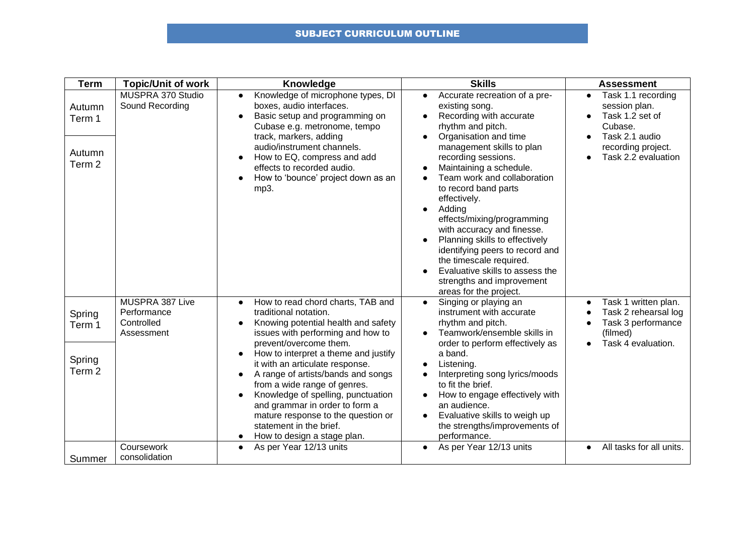# SUBJECT CURRICULUM OUTLINE

| Term | Topic/Unit of work | Knowledge | Skills | Assessment |
|---|---|---|---|---|
| Autumn Term 1<br><br>Autumn Term 2 | MUSPRA 370 Studio Sound Recording | • Knowledge of microphone types, DI boxes, audio interfaces.<br>• Basic setup and programming on Cubase e.g. metronome, tempo track, markers, adding audio/instrument channels.<br>• How to EQ, compress and add effects to recorded audio.<br>• How to 'bounce' project down as an mp3. | • Accurate recreation of a pre-existing song.<br>• Recording with accurate rhythm and pitch.<br>• Organisation and time management skills to plan recording sessions.<br>• Maintaining a schedule.<br>• Team work and collaboration to record band parts effectively.<br>• Adding effects/mixing/programming with accuracy and finesse.<br>• Planning skills to effectively identifying peers to record and the timescale required.<br>• Evaluative skills to assess the strengths and improvement areas for the project. | • Task 1.1 recording session plan.<br>• Task 1.2 set of Cubase.<br>• Task 2.1 audio recording project.<br>• Task 2.2 evaluation |
| Spring Term 1<br><br>Spring Term 2 | MUSPRA 387 Live Performance Controlled Assessment | • How to read chord charts, TAB and traditional notation.<br>• Knowing potential health and safety issues with performing and how to prevent/overcome them.<br>• How to interpret a theme and justify it with an articulate response.<br>• A range of artists/bands and songs from a wide range of genres.<br>• Knowledge of spelling, punctuation and grammar in order to form a mature response to the question or statement in the brief.<br>• How to design a stage plan. | • Singing or playing an instrument with accurate rhythm and pitch.<br>• Teamwork/ensemble skills in order to perform effectively as a band.<br>• Listening.<br>• Interpreting song lyrics/moods to fit the brief.<br>• How to engage effectively with an audience.<br>• Evaluative skills to weigh up the strengths/improvements of performance. | • Task 1 written plan.<br>• Task 2 rehearsal log<br>• Task 3 performance (filmed)<br>• Task 4 evaluation. |
| Summer | Coursework consolidation | • As per Year 12/13 units | • As per Year 12/13 units | • All tasks for all units. |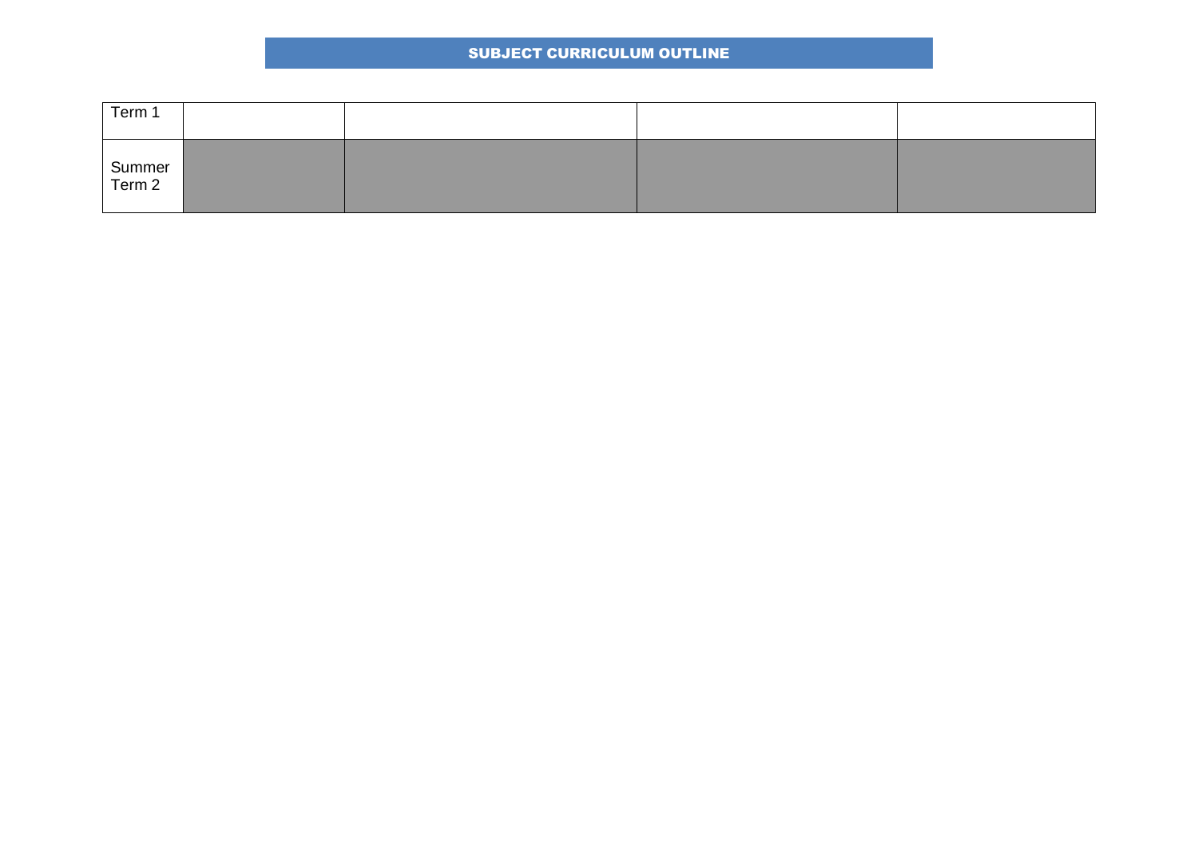## SUBJECT CURRICULUM OUTLINE

| | | | | |
|---|---|---|---|---|
| Term 1 | | | | |
| Summer Term 2 | | | | |